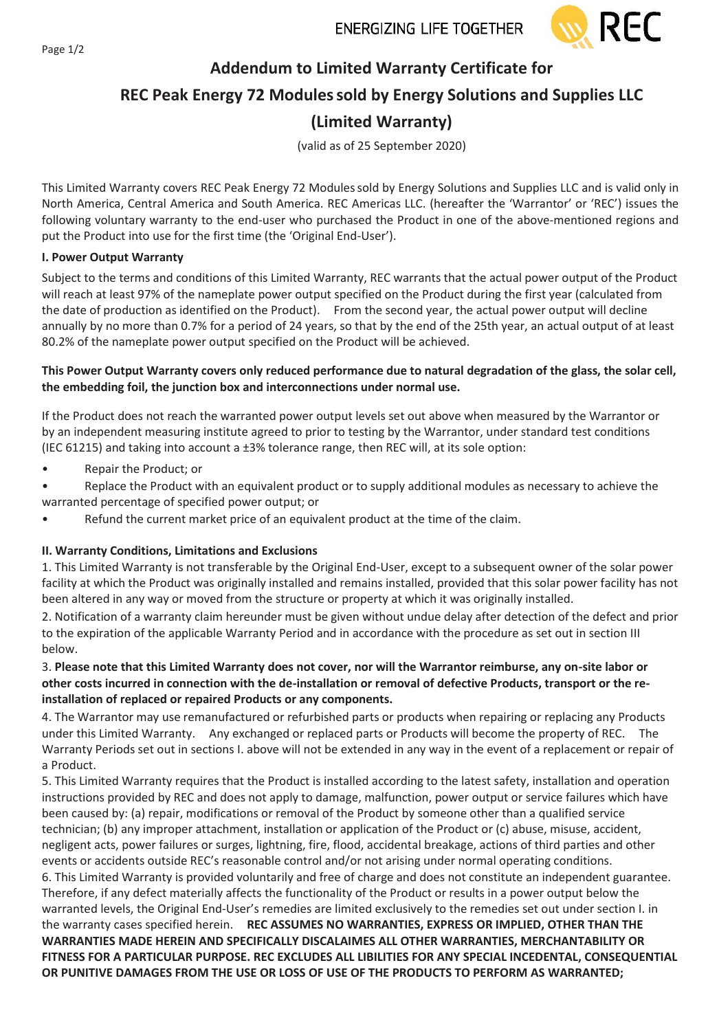# Addendum to Limited Warranty Certificate for

# REC Peak Energy 72 Modules sold by Energy Solutions and Supplies LLC

# (Limited Warranty)

(valid as of 25 September 2020)

This Limited Warranty covers REC Peak Energy 72 Modules sold by Energy Solutions and Supplies LLC and is valid only in North America, Central America and South America. REC Americas LLC. (hereafter the 'Warrantor' or 'REC') issues the following voluntary warranty to the end-user who purchased the Product in one of the above-mentioned regions and put the Product into use for the first time (the 'Original End-User').

**I. Power Output Warranty**

Subject to the terms and conditions of this Limited Warranty, REC warrants that the actual power output of the Product will reach at least 97% of the nameplate power output specified on the Product during the first year (calculated from the date of production as identified on the Product). From the second year, the actual power output will decline annually by no more than 0.7% for a period of 24 years, so that by the end of the 25th year, an actual output of at least 80.2% of the nameplate power output specified on the Product will be achieved.

**This Power Output Warranty covers only reduced performance due to natural degradation of the glass, the solar cell, the embedding foil, the junction box and interconnections under normal use.**

If the Product does not reach the warranted power output levels set out above when measured by the Warrantor or by an independent measuring institute agreed to prior to testing by the Warrantor, under standard test conditions (IEC 61215) and taking into account a ±3% tolerance range, then REC will, at its sole option:

- Repair the Product; or
- Replace the Product with an equivalent product or to supply additional modules as necessary to achieve the warranted percentage of specified power output; or
- Refund the current market price of an equivalent product at the time of the claim.

**II. Warranty Conditions, Limitations and Exclusions**

1. This Limited Warranty is not transferable by the Original End-User, except to a subsequent owner of the solar power facility at which the Product was originally installed and remains installed, provided that this solar power facility has not been altered in any way or moved from the structure or property at which it was originally installed.
2. Notification of a warranty claim hereunder must be given without undue delay after detection of the defect and prior to the expiration of the applicable Warranty Period and in accordance with the procedure as set out in section III below.
3. **Please note that this Limited Warranty does not cover, nor will the Warrantor reimburse, any on-site labor or other costs incurred in connection with the de-installation or removal of defective Products, transport or the re-installation of replaced or repaired Products or any components.**
4. The Warrantor may use remanufactured or refurbished parts or products when repairing or replacing any Products under this Limited Warranty. Any exchanged or replaced parts or Products will become the property of REC. The Warranty Periods set out in sections I. above will not be extended in any way in the event of a replacement or repair of a Product.
5. This Limited Warranty requires that the Product is installed according to the latest safety, installation and operation instructions provided by REC and does not apply to damage, malfunction, power output or service failures which have been caused by: (a) repair, modifications or removal of the Product by someone other than a qualified service technician; (b) any improper attachment, installation or application of the Product or (c) abuse, misuse, accident, negligent acts, power failures or surges, lightning, fire, flood, accidental breakage, actions of third parties and other events or accidents outside REC's reasonable control and/or not arising under normal operating conditions.
6. This Limited Warranty is provided voluntarily and free of charge and does not constitute an independent guarantee. Therefore, if any defect materially affects the functionality of the Product or results in a power output below the warranted levels, the Original End-User's remedies are limited exclusively to the remedies set out under section I. in the warranty cases specified herein. **REC ASSUMES NO WARRANTIES, EXPRESS OR IMPLIED, OTHER THAN THE WARRANTIES MADE HEREIN AND SPECIFICALLY DISCALAIMES ALL OTHER WARRANTIES, MERCHANTABILITY OR FITNESS FOR A PARTICULAR PURPOSE. REC EXCLUDES ALL LIBILITIES FOR ANY SPECIAL INCEDENTAL, CONSEQUENTIAL OR PUNITIVE DAMAGES FROM THE USE OR LOSS OF USE OF THE PRODUCTS TO PERFORM AS WARRANTED;**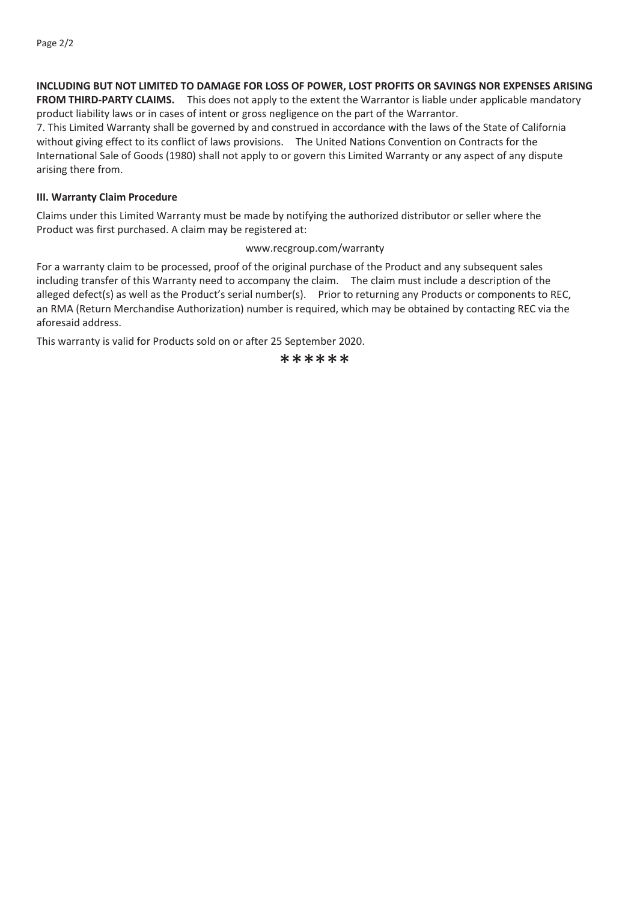**INCLUDING BUT NOT LIMITED TO DAMAGE FOR LOSS OF POWER, LOST PROFITS OR SAVINGS NOR EXPENSES ARISING FROM THIRD-PARTY CLAIMS.** This does not apply to the extent the Warrantor is liable under applicable mandatory product liability laws or in cases of intent or gross negligence on the part of the Warrantor.

7. This Limited Warranty shall be governed by and construed in accordance with the laws of the State of California without giving effect to its conflict of laws provisions. The United Nations Convention on Contracts for the International Sale of Goods (1980) shall not apply to or govern this Limited Warranty or any aspect of any dispute arising there from.

**III. Warranty Claim Procedure**

Claims under this Limited Warranty must be made by notifying the authorized distributor or seller where the Product was first purchased. A claim may be registered at:

www.recgroup.com/warranty

For a warranty claim to be processed, proof of the original purchase of the Product and any subsequent sales including transfer of this Warranty need to accompany the claim. The claim must include a description of the alleged defect(s) as well as the Product's serial number(s). Prior to returning any Products or components to REC, an RMA (Return Merchandise Authorization) number is required, which may be obtained by contacting REC via the aforesaid address.

This warranty is valid for Products sold on or after 25 September 2020.

******